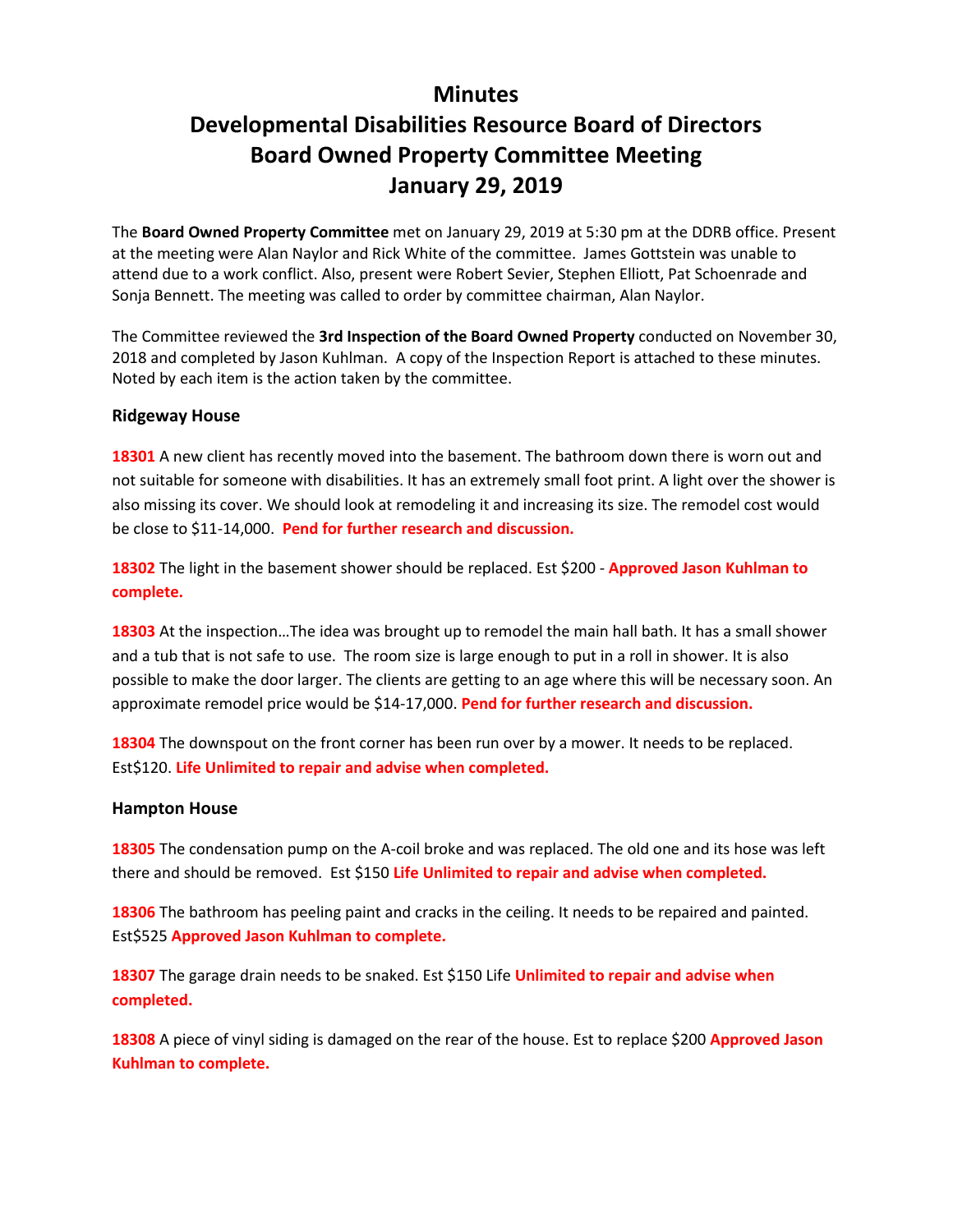# Minutes

# Developmental Disabilities Resource Board of Directors

# Board Owned Property Committee Meeting

# January 29, 2019

The **Board Owned Property Committee** met on January 29, 2019 at 5:30 pm at the DDRB office. Present at the meeting were Alan Naylor and Rick White of the committee. James Gottstein was unable to attend due to a work conflict. Also, present were Robert Sevier, Stephen Elliott, Pat Schoenrade and Sonja Bennett. The meeting was called to order by committee chairman, Alan Naylor.

The Committee reviewed the **3rd Inspection of the Board Owned Property** conducted on November 30, 2018 and completed by Jason Kuhlman. A copy of the Inspection Report is attached to these minutes. Noted by each item is the action taken by the committee.

### Ridgeway House

**18301** A new client has recently moved into the basement. The bathroom down there is worn out and not suitable for someone with disabilities. It has an extremely small foot print. A light over the shower is also missing its cover. We should look at remodeling it and increasing its size. The remodel cost would be close to $11-14,000. **Pend for further research and discussion.**

**18302** The light in the basement shower should be replaced. Est $200 - **Approved Jason Kuhlman to complete.**

**18303** At the inspection…The idea was brought up to remodel the main hall bath. It has a small shower and a tub that is not safe to use. The room size is large enough to put in a roll in shower. It is also possible to make the door larger. The clients are getting to an age where this will be necessary soon. An approximate remodel price would be $14-17,000. **Pend for further research and discussion.**

**18304** The downspout on the front corner has been run over by a mower. It needs to be replaced. Est$120. **Life Unlimited to repair and advise when completed.**

### Hampton House

**18305** The condensation pump on the A-coil broke and was replaced. The old one and its hose was left there and should be removed. Est $150 **Life Unlimited to repair and advise when completed.**

**18306** The bathroom has peeling paint and cracks in the ceiling. It needs to be repaired and painted. Est$525 **Approved Jason Kuhlman to complete.**

**18307** The garage drain needs to be snaked. Est $150 Life **Unlimited to repair and advise when completed.**

**18308** A piece of vinyl siding is damaged on the rear of the house. Est to replace $200 **Approved Jason Kuhlman to complete.**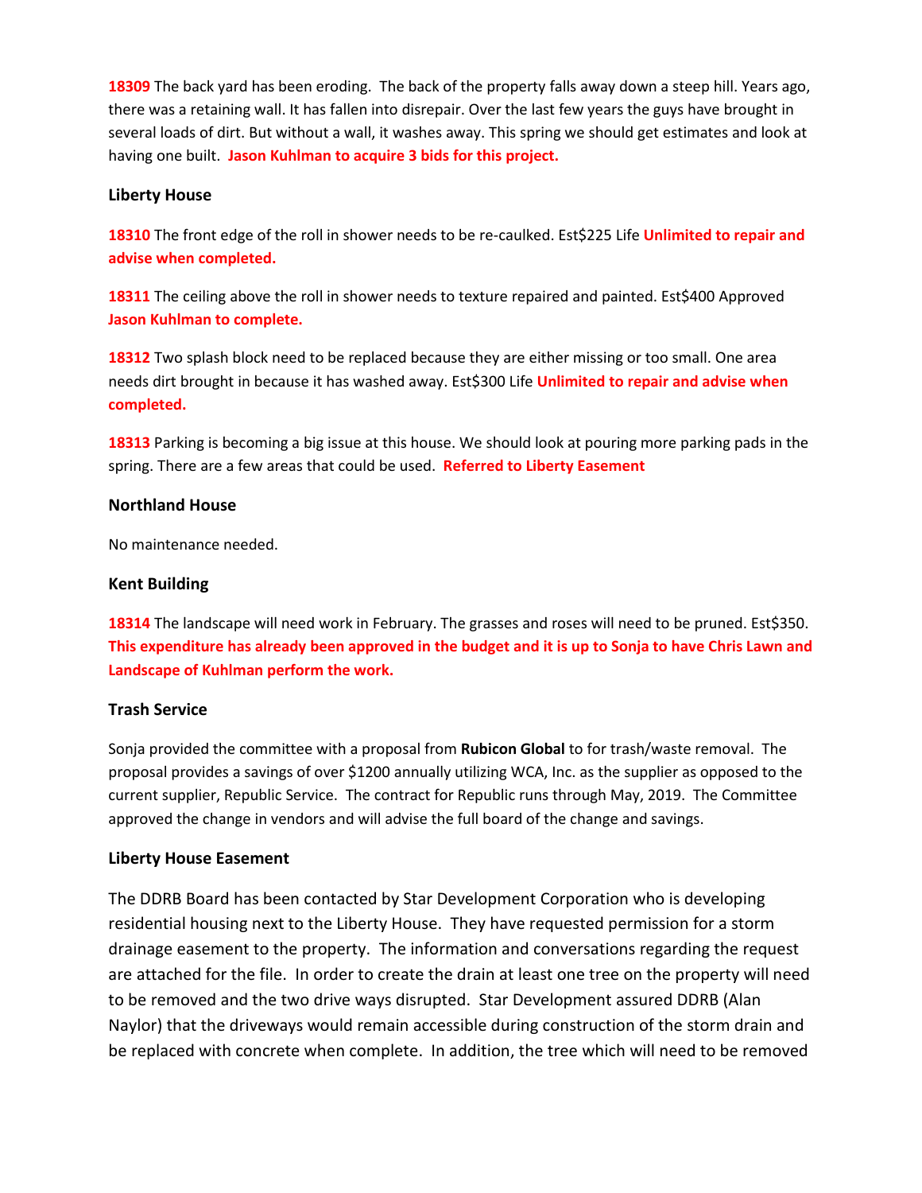**18309** The back yard has been eroding. The back of the property falls away down a steep hill. Years ago, there was a retaining wall. It has fallen into disrepair. Over the last few years the guys have brought in several loads of dirt. But without a wall, it washes away. This spring we should get estimates and look at having one built. **Jason Kuhlman to acquire 3 bids for this project.**

### Liberty House

**18310** The front edge of the roll in shower needs to be re-caulked. Est$225 Life **Unlimited to repair and advise when completed.**

**18311** The ceiling above the roll in shower needs to texture repaired and painted. Est$400 Approved **Jason Kuhlman to complete.**

**18312** Two splash block need to be replaced because they are either missing or too small. One area needs dirt brought in because it has washed away. Est$300 Life **Unlimited to repair and advise when completed.**

**18313** Parking is becoming a big issue at this house. We should look at pouring more parking pads in the spring. There are a few areas that could be used. **Referred to Liberty Easement**

### Northland House

No maintenance needed.

### Kent Building

**18314** The landscape will need work in February. The grasses and roses will need to be pruned. Est$350. **This expenditure has already been approved in the budget and it is up to Sonja to have Chris Lawn and Landscape of Kuhlman perform the work.**

### Trash Service

Sonja provided the committee with a proposal from **Rubicon Global** to for trash/waste removal. The proposal provides a savings of over $1200 annually utilizing WCA, Inc. as the supplier as opposed to the current supplier, Republic Service. The contract for Republic runs through May, 2019. The Committee approved the change in vendors and will advise the full board of the change and savings.

### Liberty House Easement

The DDRB Board has been contacted by Star Development Corporation who is developing residential housing next to the Liberty House. They have requested permission for a storm drainage easement to the property. The information and conversations regarding the request are attached for the file. In order to create the drain at least one tree on the property will need to be removed and the two drive ways disrupted. Star Development assured DDRB (Alan Naylor) that the driveways would remain accessible during construction of the storm drain and be replaced with concrete when complete. In addition, the tree which will need to be removed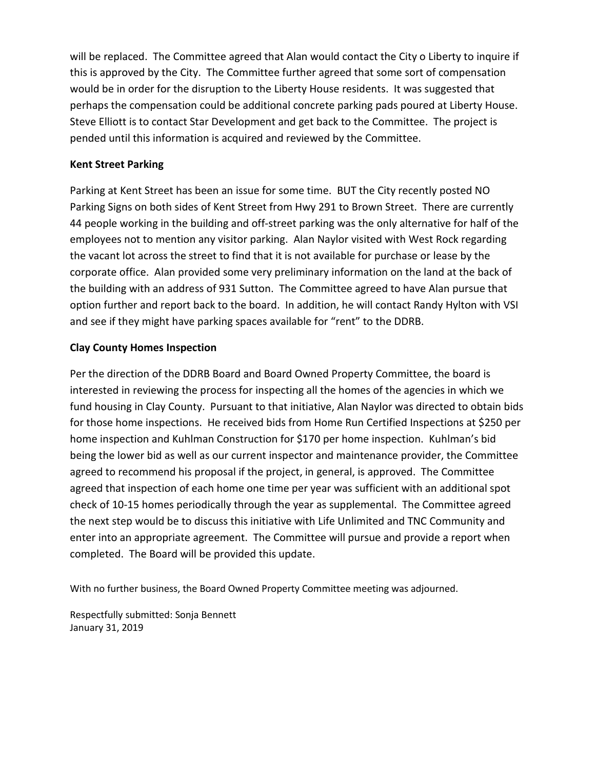will be replaced. The Committee agreed that Alan would contact the City o Liberty to inquire if this is approved by the City. The Committee further agreed that some sort of compensation would be in order for the disruption to the Liberty House residents. It was suggested that perhaps the compensation could be additional concrete parking pads poured at Liberty House. Steve Elliott is to contact Star Development and get back to the Committee. The project is pended until this information is acquired and reviewed by the Committee.

**Kent Street Parking**

Parking at Kent Street has been an issue for some time. BUT the City recently posted NO Parking Signs on both sides of Kent Street from Hwy 291 to Brown Street. There are currently 44 people working in the building and off-street parking was the only alternative for half of the employees not to mention any visitor parking. Alan Naylor visited with West Rock regarding the vacant lot across the street to find that it is not available for purchase or lease by the corporate office. Alan provided some very preliminary information on the land at the back of the building with an address of 931 Sutton. The Committee agreed to have Alan pursue that option further and report back to the board. In addition, he will contact Randy Hylton with VSI and see if they might have parking spaces available for "rent" to the DDRB.

**Clay County Homes Inspection**

Per the direction of the DDRB Board and Board Owned Property Committee, the board is interested in reviewing the process for inspecting all the homes of the agencies in which we fund housing in Clay County. Pursuant to that initiative, Alan Naylor was directed to obtain bids for those home inspections. He received bids from Home Run Certified Inspections at $250 per home inspection and Kuhlman Construction for $170 per home inspection. Kuhlman's bid being the lower bid as well as our current inspector and maintenance provider, the Committee agreed to recommend his proposal if the project, in general, is approved. The Committee agreed that inspection of each home one time per year was sufficient with an additional spot check of 10-15 homes periodically through the year as supplemental. The Committee agreed the next step would be to discuss this initiative with Life Unlimited and TNC Community and enter into an appropriate agreement. The Committee will pursue and provide a report when completed. The Board will be provided this update.

With no further business, the Board Owned Property Committee meeting was adjourned.

Respectfully submitted: Sonja Bennett
January 31, 2019